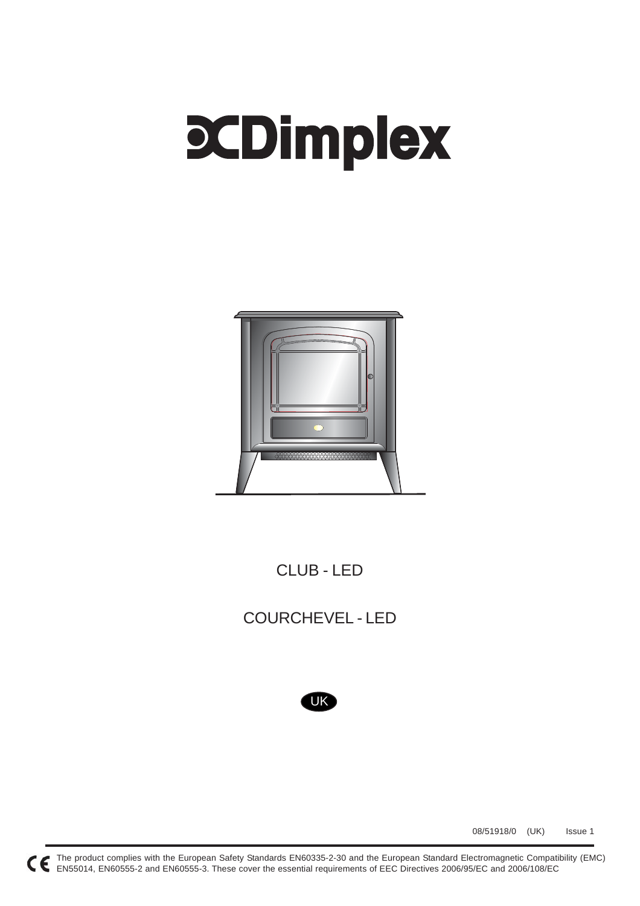# Dimplex

CLUB - LED

COURCHEVEL - LED

UK

08/51918/0 (UK) Issue 1

CE The product complies with the European Safety Standards EN60335-2-30 and the European Standard Electromagnetic Compatibility (EMC) EN55014, EN60555-2 and EN60555-3. These cover the essential requirements of EEC Directives 2006/95/EC and 2006/108/EC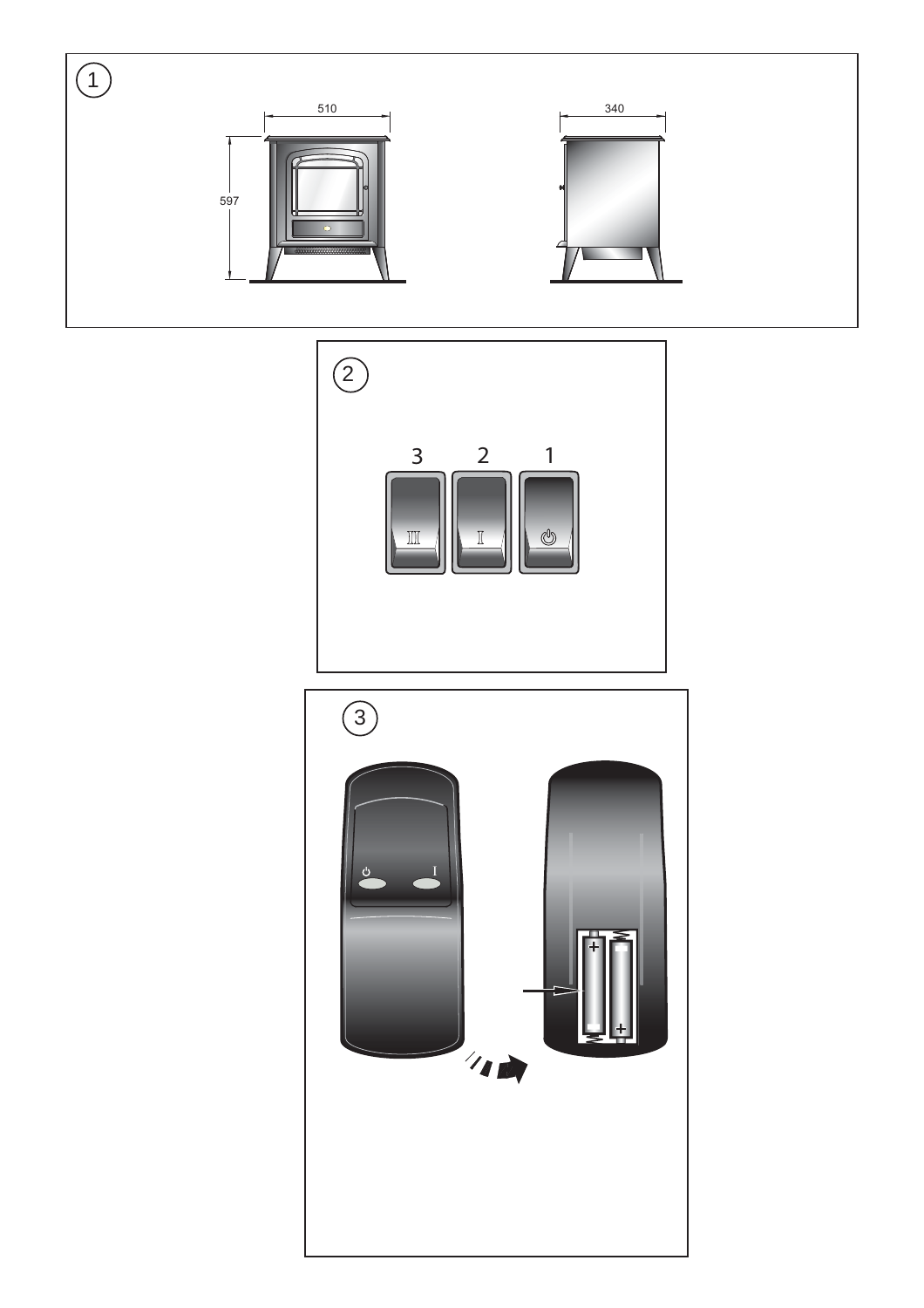1

510

340

597

2

3 2 1

3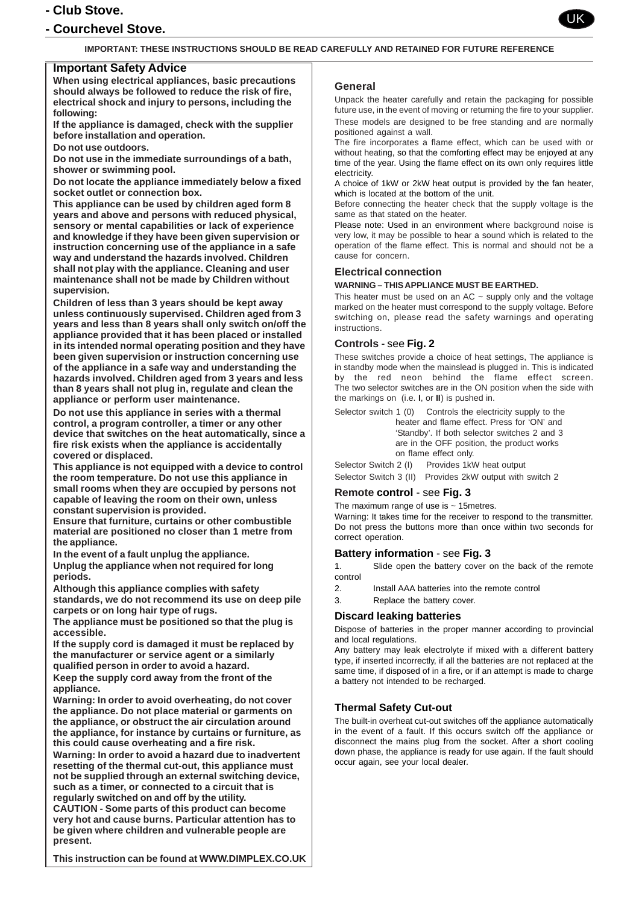- **Club Stove.**
- **Courchevel Stove.**

UK

**IMPORTANT: THESE INSTRUCTIONS SHOULD BE READ CAREFULLY AND RETAINED FOR FUTURE REFERENCE**

## Important Safety Advice

**When using electrical appliances, basic precautions should always be followed to reduce the risk of fire, electrical shock and injury to persons, including the following:**

**If the appliance is damaged, check with the supplier before installation and operation.**

**Do not use outdoors.**

**Do not use in the immediate surroundings of a bath, shower or swimming pool.**

**Do not locate the appliance immediately below a fixed socket outlet or connection box.**

**This appliance can be used by children aged form 8 years and above and persons with reduced physical, sensory or mental capabilities or lack of experience and knowledge if they have been given supervision or instruction concerning use of the appliance in a safe way and understand the hazards involved. Children shall not play with the appliance. Cleaning and user maintenance shall not be made by Children without supervision.**

**Children of less than 3 years should be kept away unless continuously supervised. Children aged from 3 years and less than 8 years shall only switch on/off the appliance provided that it has been placed or installed in its intended normal operating position and they have been given supervision or instruction concerning use of the appliance in a safe way and understanding the hazards involved. Children aged from 3 years and less than 8 years shall not plug in, regulate and clean the appliance or perform user maintenance.**

**Do not use this appliance in series with a thermal control, a program controller, a timer or any other device that switches on the heat automatically, since a fire risk exists when the appliance is accidentally covered or displaced.**

**This appliance is not equipped with a device to control the room temperature. Do not use this appliance in small rooms when they are occupied by persons not capable of leaving the room on their own, unless constant supervision is provided.**

**Ensure that furniture, curtains or other combustible material are positioned no closer than 1 metre from the appliance.**

**In the event of a fault unplug the appliance.**

**Unplug the appliance when not required for long periods.**

**Although this appliance complies with safety standards, we do not recommend its use on deep pile carpets or on long hair type of rugs.**

**The appliance must be positioned so that the plug is accessible.**

**If the supply cord is damaged it must be replaced by the manufacturer or service agent or a similarly qualified person in order to avoid a hazard.**

**Keep the supply cord away from the front of the appliance.**

**Warning: In order to avoid overheating, do not cover the appliance. Do not place material or garments on the appliance, or obstruct the air circulation around the appliance, for instance by curtains or furniture, as this could cause overheating and a fire risk.**

**Warning: In order to avoid a hazard due to inadvertent resetting of the thermal cut-out, this appliance must not be supplied through an external switching device, such as a timer, or connected to a circuit that is regularly switched on and off by the utility.**

**CAUTION - Some parts of this product can become very hot and cause burns. Particular attention has to be given where children and vulnerable people are present.**

**This instruction can be found at WWW.DIMPLEX.CO.UK**

### General

Unpack the heater carefully and retain the packaging for possible future use, in the event of moving or returning the fire to your supplier.

These models are designed to be free standing and are normally positioned against a wall.

The fire incorporates a flame effect, which can be used with or without heating, so that the comforting effect may be enjoyed at any time of the year. Using the flame effect on its own only requires little electricity.

A choice of 1kW or 2kW heat output is provided by the fan heater, which is located at the bottom of the unit.

Before connecting the heater check that the supply voltage is the same as that stated on the heater.

Please note: Used in an environment where background noise is very low, it may be possible to hear a sound which is related to the operation of the flame effect. This is normal and should not be a cause for concern.

### Electrical connection

**WARNING – THIS APPLIANCE MUST BE EARTHED.**

This heater must be used on an AC ~ supply only and the voltage marked on the heater must correspond to the supply voltage. Before switching on, please read the safety warnings and operating instructions.

### Controls - see Fig. 2

These switches provide a choice of heat settings, The appliance is in standby mode when the mainslead is plugged in. This is indicated by the red neon behind the flame effect screen. The two selector switches are in the ON position when the side with the markings on (i.e. **I**, or **II**) is pushed in.

Selector switch 1 (0) Controls the electricity supply to the heater and flame effect. Press for 'ON' and 'Standby'. If both selector switches 2 and 3 are in the OFF position, the product works on flame effect only.

Selector Switch 2 (I) Provides 1kW heat output

Selector Switch 3 (II) Provides 2kW output with switch 2

### Remote control - see Fig. 3

The maximum range of use is ~ 15metres.

Warning: It takes time for the receiver to respond to the transmitter. Do not press the buttons more than once within two seconds for correct operation.

### Battery information - see Fig. 3

1. Slide open the battery cover on the back of the remote control
2. Install AAA batteries into the remote control
3. Replace the battery cover.

### Discard leaking batteries

Dispose of batteries in the proper manner according to provincial and local regulations.

Any battery may leak electrolyte if mixed with a different battery type, if inserted incorrectly, if all the batteries are not replaced at the same time, if disposed of in a fire, or if an attempt is made to charge a battery not intended to be recharged.

### Thermal Safety Cut-out

The built-in overheat cut-out switches off the appliance automatically in the event of a fault. If this occurs switch off the appliance or disconnect the mains plug from the socket. After a short cooling down phase, the appliance is ready for use again. If the fault should occur again, see your local dealer.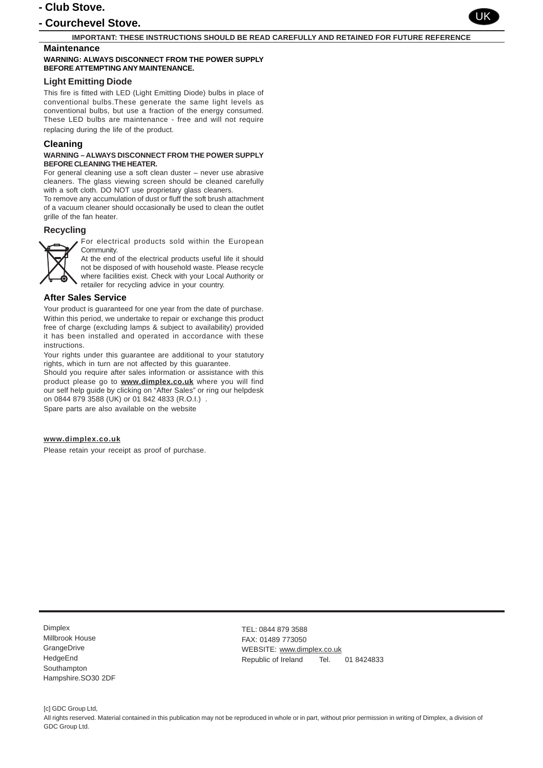# - Club Stove.

# - Courchevel Stove.

UK

**IMPORTANT: THESE INSTRUCTIONS SHOULD BE READ CAREFULLY AND RETAINED FOR FUTURE REFERENCE**

## Maintenance

**WARNING: ALWAYS DISCONNECT FROM THE POWER SUPPLY BEFORE ATTEMPTING ANY MAINTENANCE.**

## Light Emitting Diode

This fire is fitted with LED (Light Emitting Diode) bulbs in place of conventional bulbs.These generate the same light levels as conventional bulbs, but use a fraction of the energy consumed. These LED bulbs are maintenance - free and will not require replacing during the life of the product.

## Cleaning

**WARNING – ALWAYS DISCONNECT FROM THE POWER SUPPLY BEFORE CLEANING THE HEATER.**

For general cleaning use a soft clean duster – never use abrasive cleaners. The glass viewing screen should be cleaned carefully with a soft cloth. DO NOT use proprietary glass cleaners.

To remove any accumulation of dust or fluff the soft brush attachment of a vacuum cleaner should occasionally be used to clean the outlet grille of the fan heater.

## Recycling

For electrical products sold within the European Community.

At the end of the electrical products useful life it should not be disposed of with household waste. Please recycle where facilities exist. Check with your Local Authority or retailer for recycling advice in your country.

## After Sales Service

Your product is guaranteed for one year from the date of purchase. Within this period, we undertake to repair or exchange this product free of charge (excluding lamps & subject to availability) provided it has been installed and operated in accordance with these instructions.

Your rights under this guarantee are additional to your statutory rights, which in turn are not affected by this guarantee.

Should you require after sales information or assistance with this product please go to **www.dimplex.co.uk** where you will find our self help guide by clicking on "After Sales" or ring our helpdesk on 0844 879 3588 (UK) or 01 842 4833 (R.O.I.) .

Spare parts are also available on the website

**www.dimplex.co.uk**

Please retain your receipt as proof of purchase.

Dimplex
Millbrook House
GrangeDrive
HedgeEnd
Southampton
Hampshire.SO30 2DF

TEL: 0844 879 3588
FAX: 01489 773050
WEBSITE: www.dimplex.co.uk
Republic of Ireland Tel. 01 8424833

[c] GDC Group Ltd,

All rights reserved. Material contained in this publication may not be reproduced in whole or in part, without prior permission in writing of Dimplex, a division of GDC Group Ltd.